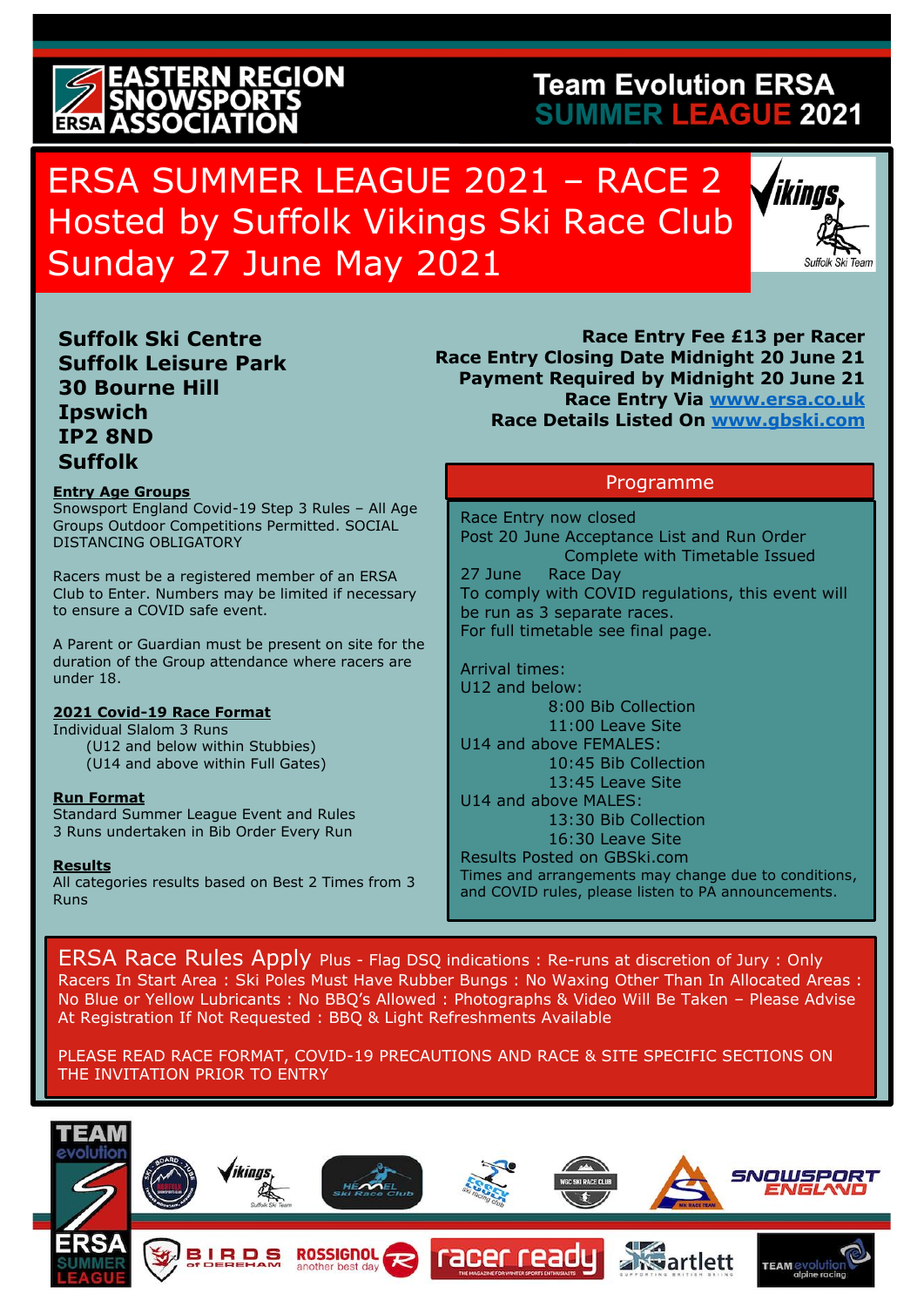EASTERN REGION SNOWSPORTS ASSOCIATION

Team Evolution ERSA SUMMER LEAGUE 2021

# ERSA SUMMER LEAGUE 2021 – RACE 2
# Hosted by Suffolk Vikings Ski Race Club
# Sunday 27 June May 2021

**Suffolk Ski Centre**
**Suffolk Leisure Park**
**30 Bourne Hill**
**Ipswich**
**IP2 8ND**
**Suffolk**

**Race Entry Fee £13 per Racer**
**Race Entry Closing Date Midnight 20 June 21**
**Payment Required by Midnight 20 June 21**
**Race Entry Via www.ersa.co.uk**
**Race Details Listed On www.gbski.com**

**Entry Age Groups**

Snowsport England Covid-19 Step 3 Rules – All Age Groups Outdoor Competitions Permitted. SOCIAL DISTANCING OBLIGATORY

Racers must be a registered member of an ERSA Club to Enter. Numbers may be limited if necessary to ensure a COVID safe event.

A Parent or Guardian must be present on site for the duration of the Group attendance where racers are under 18.

**2021 Covid-19 Race Format**

Individual Slalom 3 Runs
- (U12 and below within Stubbies)
- (U14 and above within Full Gates)

**Run Format**

Standard Summer League Event and Rules
3 Runs undertaken in Bib Order Every Run

**Results**

All categories results based on Best 2 Times from 3 Runs

## Programme

Race Entry now closed
Post 20 June Acceptance List and Run Order Complete with Timetable Issued
27 June Race Day
To comply with COVID regulations, this event will be run as 3 separate races.
For full timetable see final page.

Arrival times:

U12 and below:
- 8:00 Bib Collection
- 11:00 Leave Site

U14 and above FEMALES:
- 10:45 Bib Collection
- 13:45 Leave Site

U14 and above MALES:
- 13:30 Bib Collection
- 16:30 Leave Site

Results Posted on GBSki.com
Times and arrangements may change due to conditions, and COVID rules, please listen to PA announcements.

ERSA Race Rules Apply Plus - Flag DSQ indications : Re-runs at discretion of Jury : Only Racers In Start Area : Ski Poles Must Have Rubber Bungs : No Waxing Other Than In Allocated Areas : No Blue or Yellow Lubricants : No BBQ's Allowed : Photographs & Video Will Be Taken – Please Advise At Registration If Not Requested : BBQ & Light Refreshments Available

PLEASE READ RACE FORMAT, COVID-19 PRECAUTIONS AND RACE & SITE SPECIFIC SECTIONS ON THE INVITATION PRIOR TO ENTRY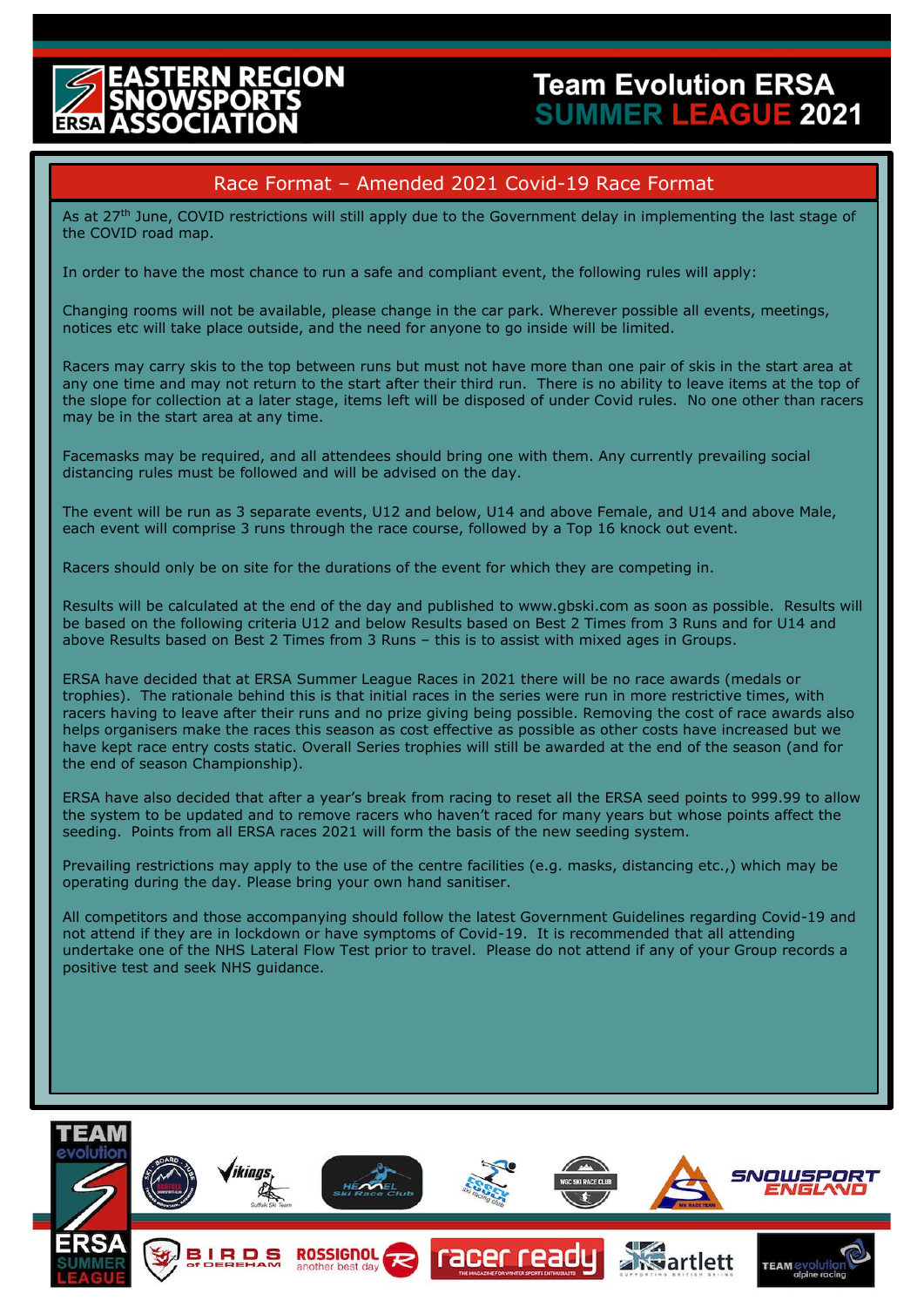# Team Evolution ERSA SUMMER LEAGUE 2021

## Race Format – Amended 2021 Covid-19 Race Format

As at 27th June, COVID restrictions will still apply due to the Government delay in implementing the last stage of the COVID road map.

In order to have the most chance to run a safe and compliant event, the following rules will apply:

Changing rooms will not be available, please change in the car park. Wherever possible all events, meetings, notices etc will take place outside, and the need for anyone to go inside will be limited.

Racers may carry skis to the top between runs but must not have more than one pair of skis in the start area at any one time and may not return to the start after their third run. There is no ability to leave items at the top of the slope for collection at a later stage, items left will be disposed of under Covid rules. No one other than racers may be in the start area at any time.

Facemasks may be required, and all attendees should bring one with them. Any currently prevailing social distancing rules must be followed and will be advised on the day.

The event will be run as 3 separate events, U12 and below, U14 and above Female, and U14 and above Male, each event will comprise 3 runs through the race course, followed by a Top 16 knock out event.

Racers should only be on site for the durations of the event for which they are competing in.

Results will be calculated at the end of the day and published to www.gbski.com as soon as possible. Results will be based on the following criteria U12 and below Results based on Best 2 Times from 3 Runs and for U14 and above Results based on Best 2 Times from 3 Runs – this is to assist with mixed ages in Groups.

ERSA have decided that at ERSA Summer League Races in 2021 there will be no race awards (medals or trophies). The rationale behind this is that initial races in the series were run in more restrictive times, with racers having to leave after their runs and no prize giving being possible. Removing the cost of race awards also helps organisers make the races this season as cost effective as possible as other costs have increased but we have kept race entry costs static. Overall Series trophies will still be awarded at the end of the season (and for the end of season Championship).

ERSA have also decided that after a year's break from racing to reset all the ERSA seed points to 999.99 to allow the system to be updated and to remove racers who haven't raced for many years but whose points affect the seeding. Points from all ERSA races 2021 will form the basis of the new seeding system.

Prevailing restrictions may apply to the use of the centre facilities (e.g. masks, distancing etc.,) which may be operating during the day. Please bring your own hand sanitiser.

All competitors and those accompanying should follow the latest Government Guidelines regarding Covid-19 and not attend if they are in lockdown or have symptoms of Covid-19. It is recommended that all attending undertake one of the NHS Lateral Flow Test prior to travel. Please do not attend if any of your Group records a positive test and seek NHS guidance.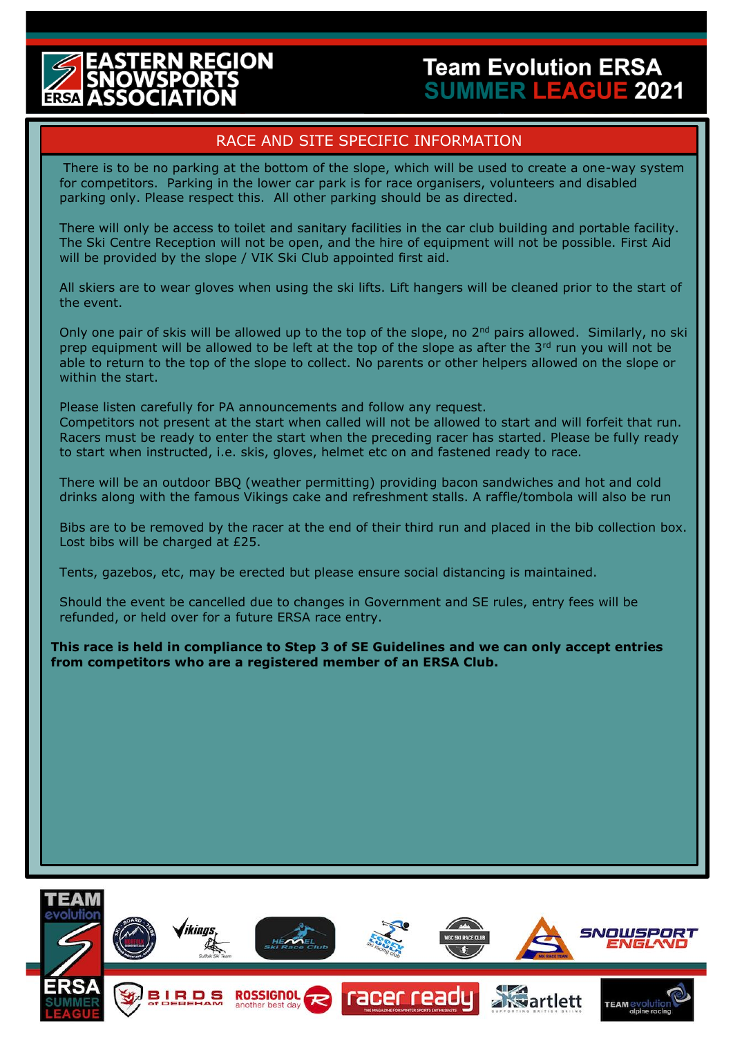# RACE AND SITE SPECIFIC INFORMATION

There is to be no parking at the bottom of the slope, which will be used to create a one-way system for competitors. Parking in the lower car park is for race organisers, volunteers and disabled parking only. Please respect this. All other parking should be as directed.

There will only be access to toilet and sanitary facilities in the car club building and portable facility. The Ski Centre Reception will not be open, and the hire of equipment will not be possible. First Aid will be provided by the slope / VIK Ski Club appointed first aid.

All skiers are to wear gloves when using the ski lifts. Lift hangers will be cleaned prior to the start of the event.

Only one pair of skis will be allowed up to the top of the slope, no 2nd pairs allowed. Similarly, no ski prep equipment will be allowed to be left at the top of the slope as after the 3rd run you will not be able to return to the top of the slope to collect. No parents or other helpers allowed on the slope or within the start.

Please listen carefully for PA announcements and follow any request.
Competitors not present at the start when called will not be allowed to start and will forfeit that run. Racers must be ready to enter the start when the preceding racer has started. Please be fully ready to start when instructed, i.e. skis, gloves, helmet etc on and fastened ready to race.

There will be an outdoor BBQ (weather permitting) providing bacon sandwiches and hot and cold drinks along with the famous Vikings cake and refreshment stalls. A raffle/tombola will also be run

Bibs are to be removed by the racer at the end of their third run and placed in the bib collection box. Lost bibs will be charged at £25.

Tents, gazebos, etc, may be erected but please ensure social distancing is maintained.

Should the event be cancelled due to changes in Government and SE rules, entry fees will be refunded, or held over for a future ERSA race entry.

**This race is held in compliance to Step 3 of SE Guidelines and we can only accept entries from competitors who are a registered member of an ERSA Club.**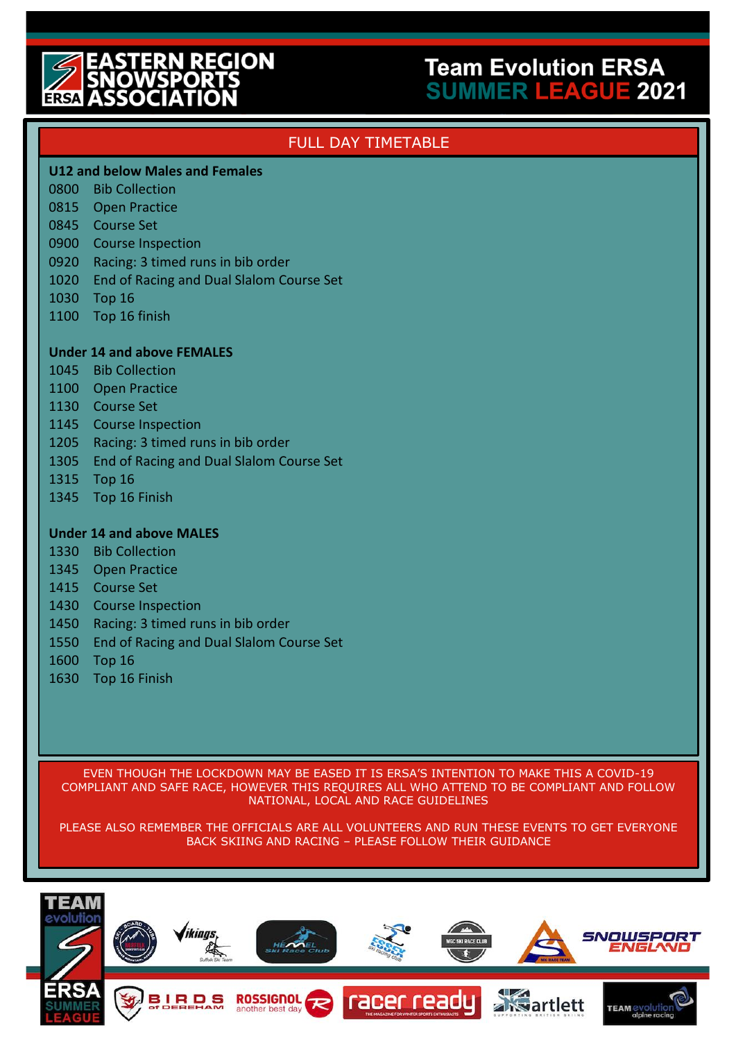# EASTERN REGION SNOWSPORTS ASSOCIATION

# Team Evolution ERSA SUMMER LEAGUE 2021

## FULL DAY TIMETABLE

### U12 and below Males and Females

| | |
|---|---|
| 0800 | Bib Collection |
| 0815 | Open Practice |
| 0845 | Course Set |
| 0900 | Course Inspection |
| 0920 | Racing: 3 timed runs in bib order |
| 1020 | End of Racing and Dual Slalom Course Set |
| 1030 | Top 16 |
| 1100 | Top 16 finish |

### Under 14 and above FEMALES

| | |
|---|---|
| 1045 | Bib Collection |
| 1100 | Open Practice |
| 1130 | Course Set |
| 1145 | Course Inspection |
| 1205 | Racing: 3 timed runs in bib order |
| 1305 | End of Racing and Dual Slalom Course Set |
| 1315 | Top 16 |
| 1345 | Top 16 Finish |

### Under 14 and above MALES

| | |
|---|---|
| 1330 | Bib Collection |
| 1345 | Open Practice |
| 1415 | Course Set |
| 1430 | Course Inspection |
| 1450 | Racing: 3 timed runs in bib order |
| 1550 | End of Racing and Dual Slalom Course Set |
| 1600 | Top 16 |
| 1630 | Top 16 Finish |

EVEN THOUGH THE LOCKDOWN MAY BE EASED IT IS ERSA'S INTENTION TO MAKE THIS A COVID-19 COMPLIANT AND SAFE RACE, HOWEVER THIS REQUIRES ALL WHO ATTEND TO BE COMPLIANT AND FOLLOW NATIONAL, LOCAL AND RACE GUIDELINES

PLEASE ALSO REMEMBER THE OFFICIALS ARE ALL VOLUNTEERS AND RUN THESE EVENTS TO GET EVERYONE BACK SKIING AND RACING – PLEASE FOLLOW THEIR GUIDANCE